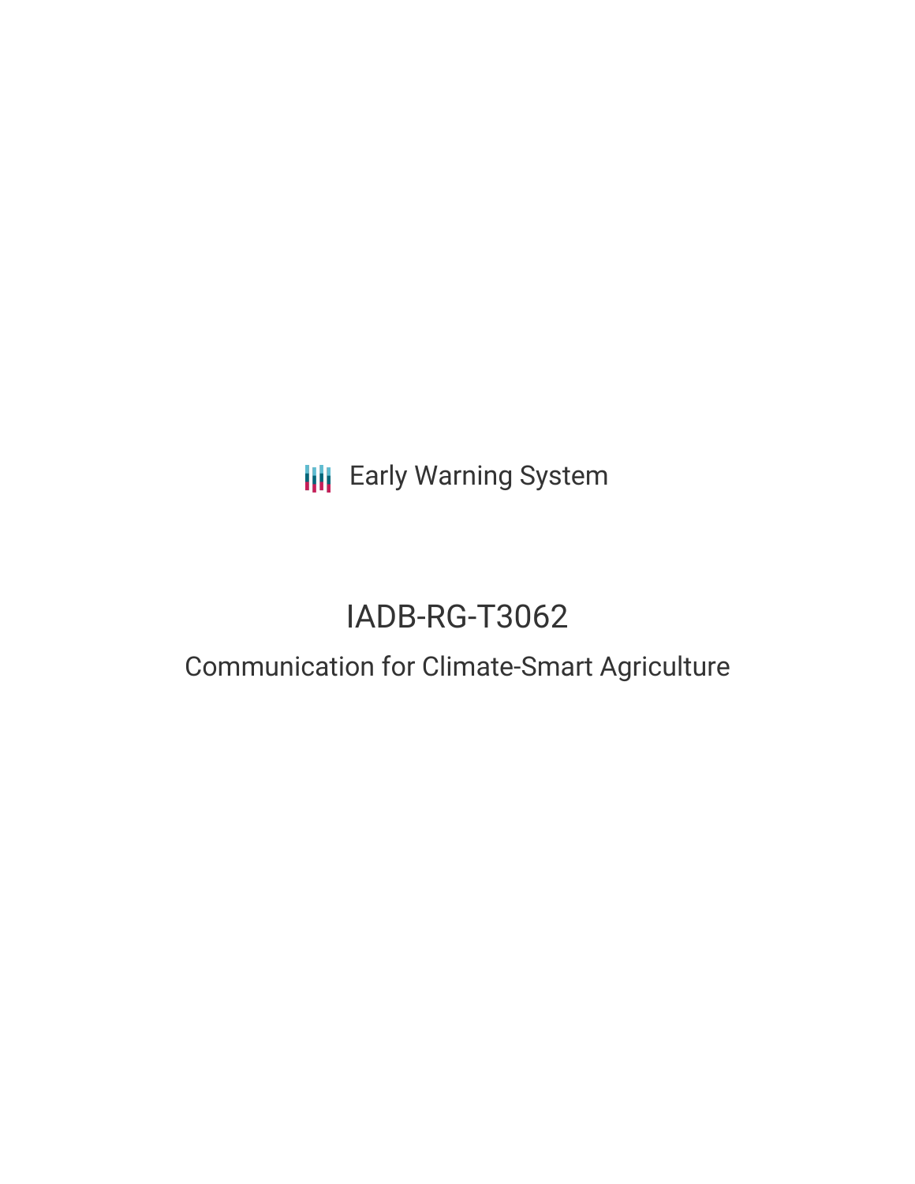Early Warning System

# IADB-RG-T3062

## Communication for Climate-Smart Agriculture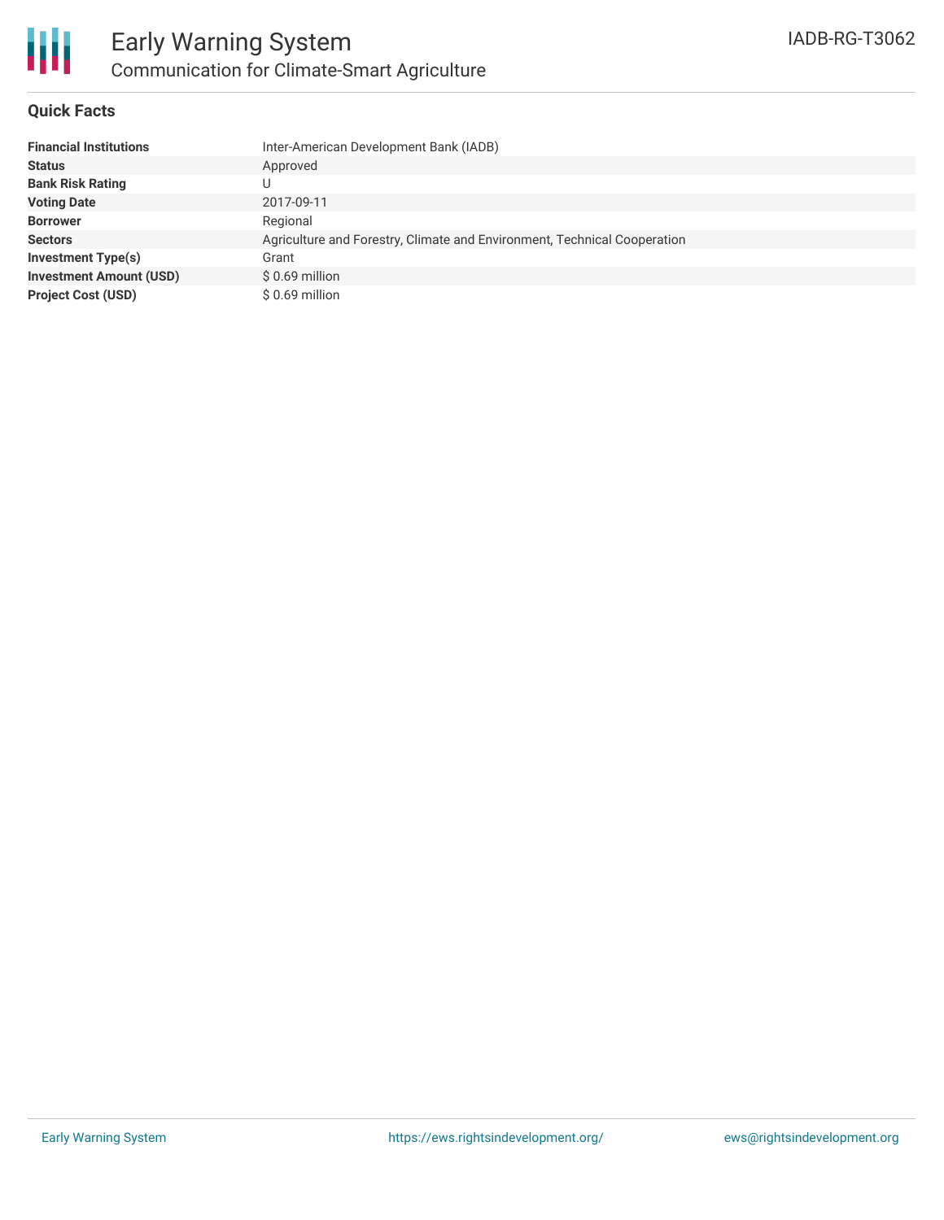# Early Warning System

## Communication for Climate-Smart Agriculture

IADB-RG-T3062

### Quick Facts

| | |
|---|---|
| **Financial Institutions** | Inter-American Development Bank (IADB) |
| **Status** | Approved |
| **Bank Risk Rating** | U |
| **Voting Date** | 2017-09-11 |
| **Borrower** | Regional |
| **Sectors** | Agriculture and Forestry, Climate and Environment, Technical Cooperation |
| **Investment Type(s)** | Grant |
| **Investment Amount (USD)** | $ 0.69 million |
| **Project Cost (USD)** | $ 0.69 million |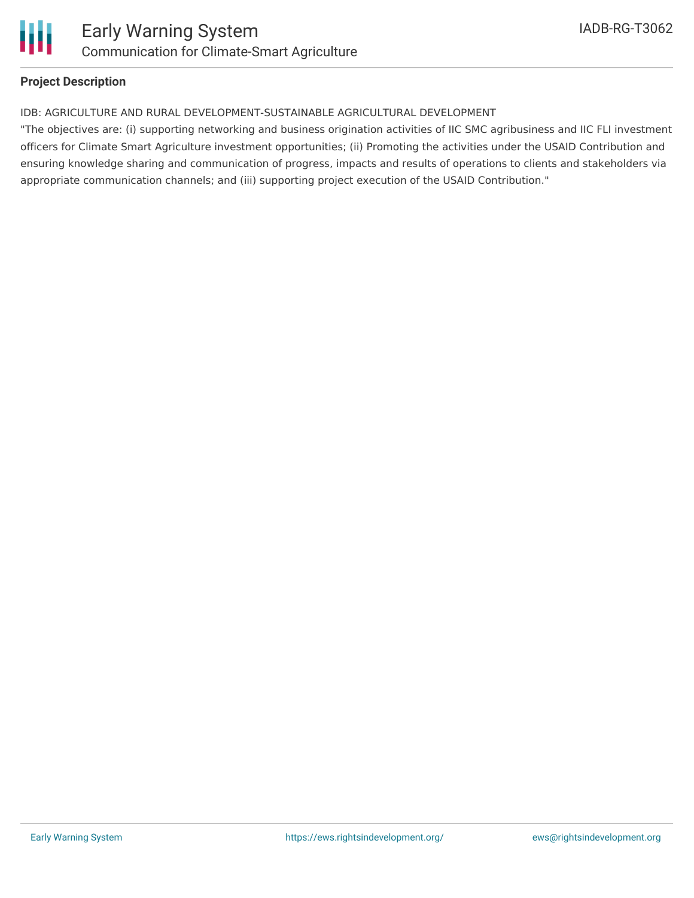**Project Description**

IDB: AGRICULTURE AND RURAL DEVELOPMENT-SUSTAINABLE AGRICULTURAL DEVELOPMENT

"The objectives are: (i) supporting networking and business origination activities of IIC SMC agribusiness and IIC FLI investment officers for Climate Smart Agriculture investment opportunities; (ii) Promoting the activities under the USAID Contribution and ensuring knowledge sharing and communication of progress, impacts and results of operations to clients and stakeholders via appropriate communication channels; and (iii) supporting project execution of the USAID Contribution."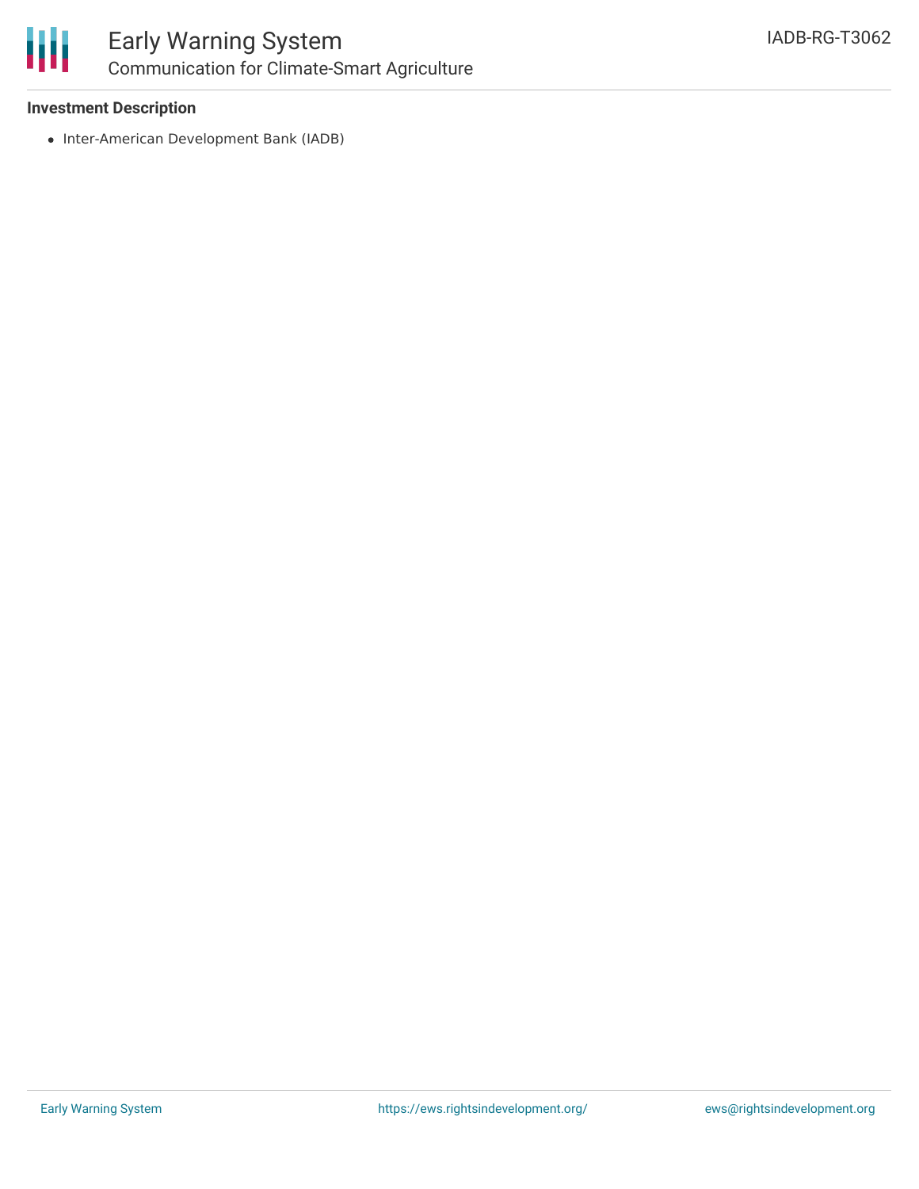**Investment Description**

- Inter-American Development Bank (IADB)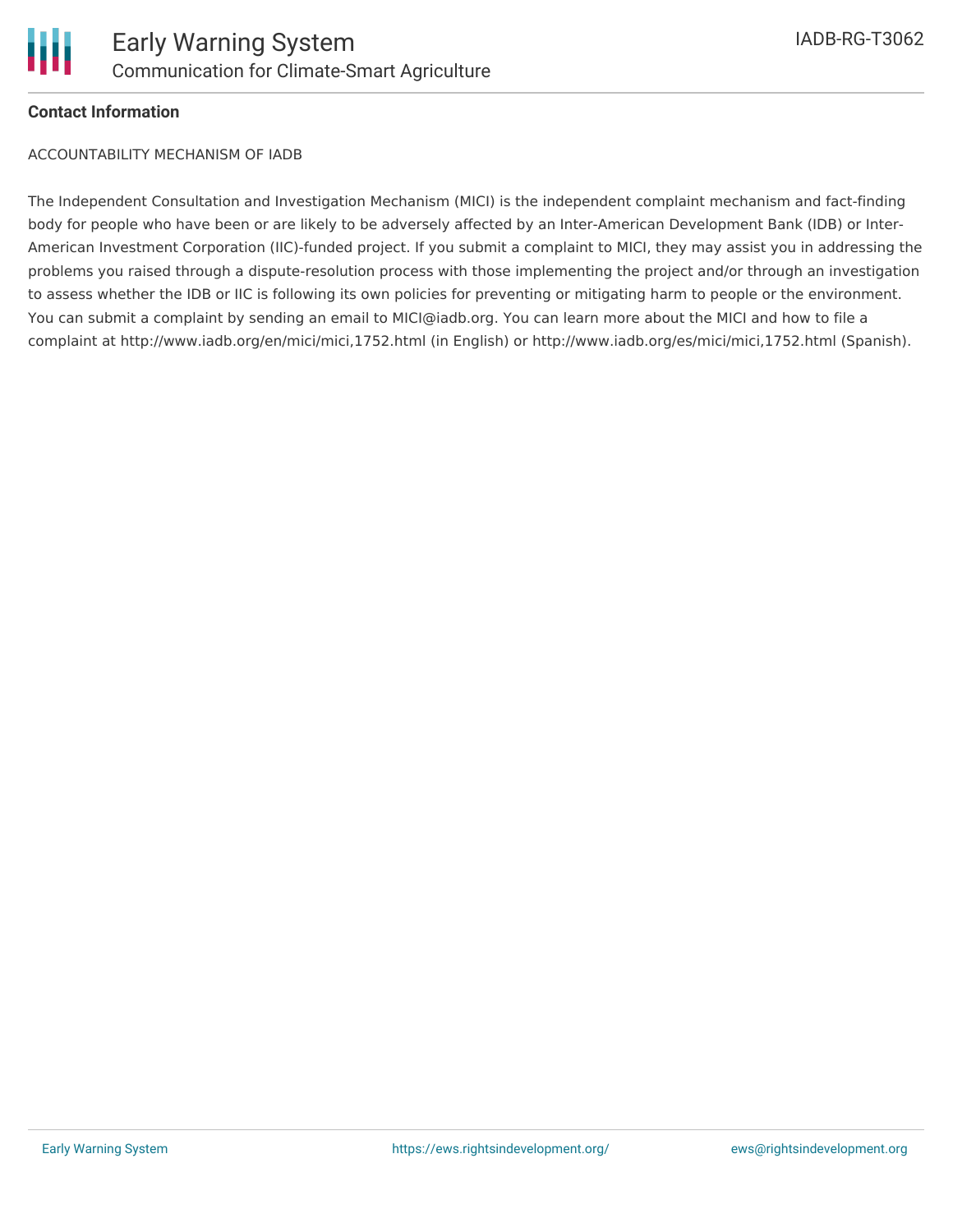**Contact Information**

ACCOUNTABILITY MECHANISM OF IADB

The Independent Consultation and Investigation Mechanism (MICI) is the independent complaint mechanism and fact-finding body for people who have been or are likely to be adversely affected by an Inter-American Development Bank (IDB) or Inter-American Investment Corporation (IIC)-funded project. If you submit a complaint to MICI, they may assist you in addressing the problems you raised through a dispute-resolution process with those implementing the project and/or through an investigation to assess whether the IDB or IIC is following its own policies for preventing or mitigating harm to people or the environment. You can submit a complaint by sending an email to MICI@iadb.org. You can learn more about the MICI and how to file a complaint at http://www.iadb.org/en/mici/mici,1752.html (in English) or http://www.iadb.org/es/mici/mici,1752.html (Spanish).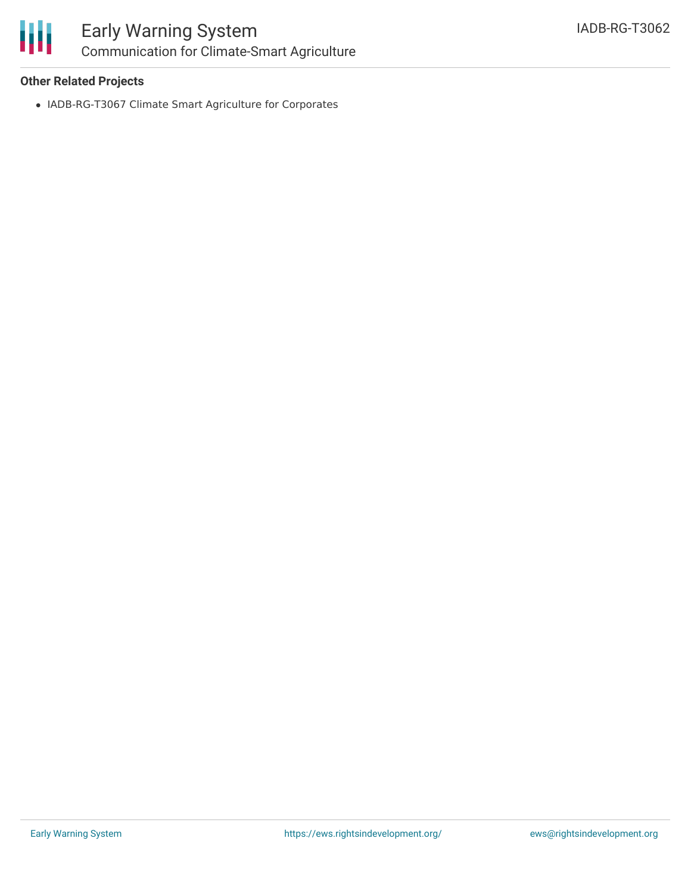**Other Related Projects**

- IADB-RG-T3067 Climate Smart Agriculture for Corporates